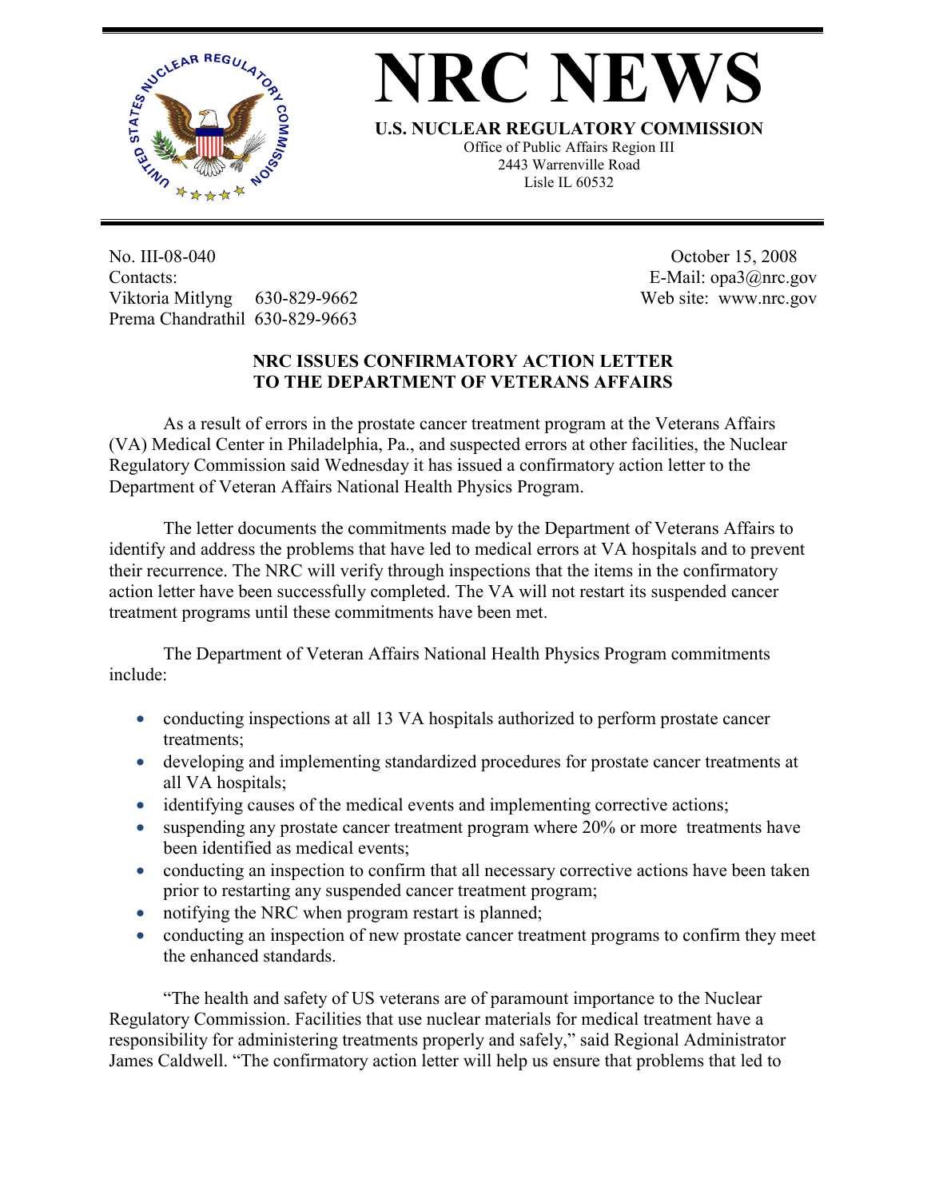# NRC NEWS

**U.S. NUCLEAR REGULATORY COMMISSION**

Office of Public Affairs Region III
2443 Warrenville Road
Lisle IL 60532

No. III-08-040
Contacts:
Viktoria Mitlyng 630-829-9662
Prema Chandrathil 630-829-9663

October 15, 2008
E-Mail: opa3@nrc.gov
Web site: www.nrc.gov

## NRC ISSUES CONFIRMATORY ACTION LETTER TO THE DEPARTMENT OF VETERANS AFFAIRS

As a result of errors in the prostate cancer treatment program at the Veterans Affairs (VA) Medical Center in Philadelphia, Pa., and suspected errors at other facilities, the Nuclear Regulatory Commission said Wednesday it has issued a confirmatory action letter to the Department of Veteran Affairs National Health Physics Program.

The letter documents the commitments made by the Department of Veterans Affairs to identify and address the problems that have led to medical errors at VA hospitals and to prevent their recurrence. The NRC will verify through inspections that the items in the confirmatory action letter have been successfully completed. The VA will not restart its suspended cancer treatment programs until these commitments have been met.

The Department of Veteran Affairs National Health Physics Program commitments include:

- conducting inspections at all 13 VA hospitals authorized to perform prostate cancer treatments;
- developing and implementing standardized procedures for prostate cancer treatments at all VA hospitals;
- identifying causes of the medical events and implementing corrective actions;
- suspending any prostate cancer treatment program where 20% or more treatments have been identified as medical events;
- conducting an inspection to confirm that all necessary corrective actions have been taken prior to restarting any suspended cancer treatment program;
- notifying the NRC when program restart is planned;
- conducting an inspection of new prostate cancer treatment programs to confirm they meet the enhanced standards.

"The health and safety of US veterans are of paramount importance to the Nuclear Regulatory Commission. Facilities that use nuclear materials for medical treatment have a responsibility for administering treatments properly and safely," said Regional Administrator James Caldwell. "The confirmatory action letter will help us ensure that problems that led to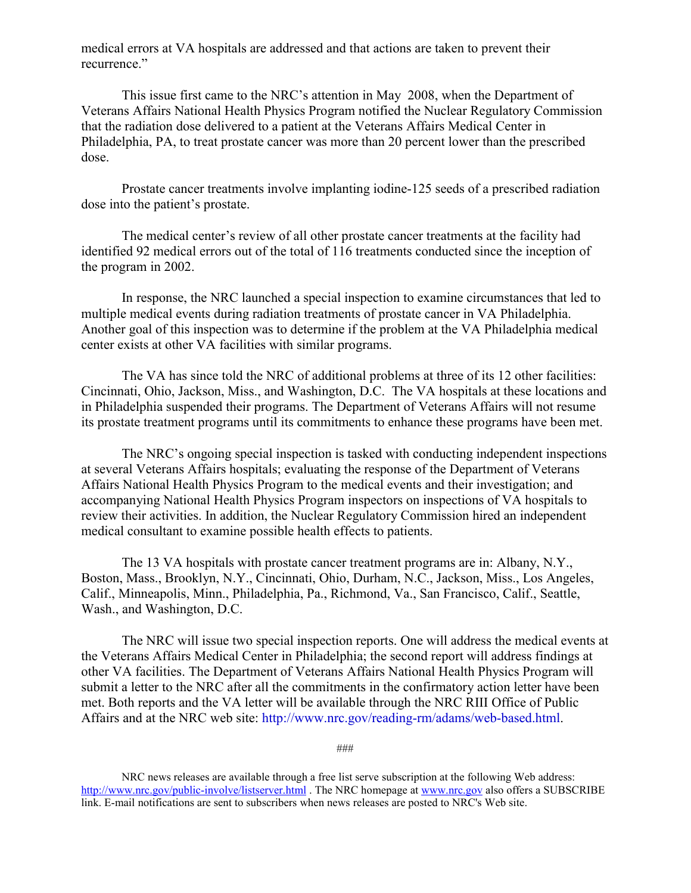medical errors at VA hospitals are addressed and that actions are taken to prevent their recurrence."

This issue first came to the NRC's attention in May 2008, when the Department of Veterans Affairs National Health Physics Program notified the Nuclear Regulatory Commission that the radiation dose delivered to a patient at the Veterans Affairs Medical Center in Philadelphia, PA, to treat prostate cancer was more than 20 percent lower than the prescribed dose.

Prostate cancer treatments involve implanting iodine-125 seeds of a prescribed radiation dose into the patient's prostate.

The medical center's review of all other prostate cancer treatments at the facility had identified 92 medical errors out of the total of 116 treatments conducted since the inception of the program in 2002.

In response, the NRC launched a special inspection to examine circumstances that led to multiple medical events during radiation treatments of prostate cancer in VA Philadelphia. Another goal of this inspection was to determine if the problem at the VA Philadelphia medical center exists at other VA facilities with similar programs.

The VA has since told the NRC of additional problems at three of its 12 other facilities: Cincinnati, Ohio, Jackson, Miss., and Washington, D.C. The VA hospitals at these locations and in Philadelphia suspended their programs. The Department of Veterans Affairs will not resume its prostate treatment programs until its commitments to enhance these programs have been met.

The NRC's ongoing special inspection is tasked with conducting independent inspections at several Veterans Affairs hospitals; evaluating the response of the Department of Veterans Affairs National Health Physics Program to the medical events and their investigation; and accompanying National Health Physics Program inspectors on inspections of VA hospitals to review their activities. In addition, the Nuclear Regulatory Commission hired an independent medical consultant to examine possible health effects to patients.

The 13 VA hospitals with prostate cancer treatment programs are in: Albany, N.Y., Boston, Mass., Brooklyn, N.Y., Cincinnati, Ohio, Durham, N.C., Jackson, Miss., Los Angeles, Calif., Minneapolis, Minn., Philadelphia, Pa., Richmond, Va., San Francisco, Calif., Seattle, Wash., and Washington, D.C.

The NRC will issue two special inspection reports. One will address the medical events at the Veterans Affairs Medical Center in Philadelphia; the second report will address findings at other VA facilities. The Department of Veterans Affairs National Health Physics Program will submit a letter to the NRC after all the commitments in the confirmatory action letter have been met. Both reports and the VA letter will be available through the NRC RIII Office of Public Affairs and at the NRC web site: http://www.nrc.gov/reading-rm/adams/web-based.html.

###

NRC news releases are available through a free list serve subscription at the following Web address: http://www.nrc.gov/public-involve/listserver.html . The NRC homepage at www.nrc.gov also offers a SUBSCRIBE link. E-mail notifications are sent to subscribers when news releases are posted to NRC's Web site.